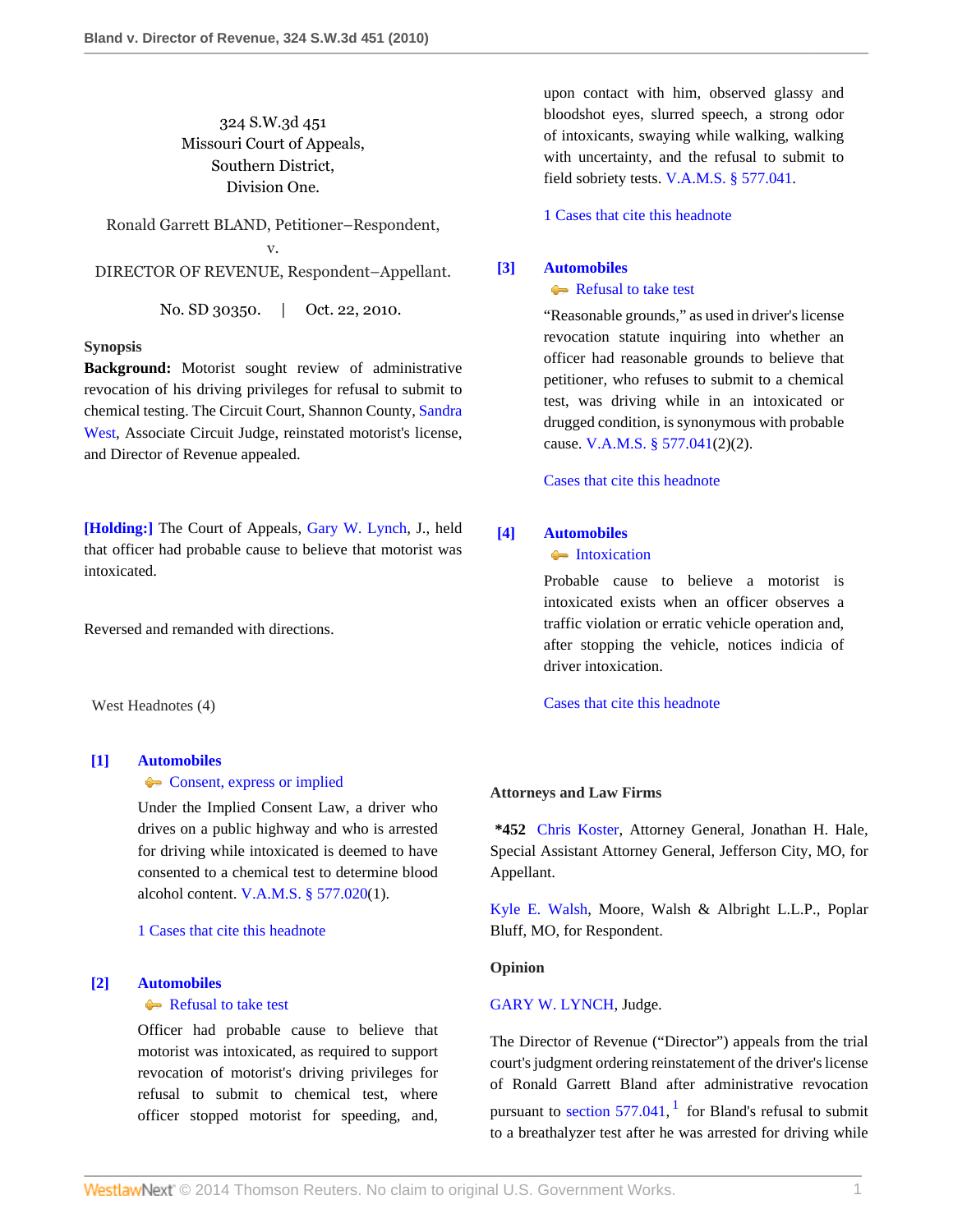324 S.W.3d 451
Missouri Court of Appeals,
Southern District,
Division One.

Ronald Garrett BLAND, Petitioner–Respondent,
v.
DIRECTOR OF REVENUE, Respondent–Appellant.

No. SD 30350. | Oct. 22, 2010.

**Synopsis**

**Background:** Motorist sought review of administrative revocation of his driving privileges for refusal to submit to chemical testing. The Circuit Court, Shannon County, Sandra West, Associate Circuit Judge, reinstated motorist's license, and Director of Revenue appealed.

**[Holding:]** The Court of Appeals, Gary W. Lynch, J., held that officer had probable cause to believe that motorist was intoxicated.

Reversed and remanded with directions.

West Headnotes (4)

**[1] Automobiles**
Consent, express or implied

Under the Implied Consent Law, a driver who drives on a public highway and who is arrested for driving while intoxicated is deemed to have consented to a chemical test to determine blood alcohol content. V.A.M.S. § 577.020(1).

1 Cases that cite this headnote

**[2] Automobiles**
Refusal to take test

Officer had probable cause to believe that motorist was intoxicated, as required to support revocation of motorist's driving privileges for refusal to submit to chemical test, where officer stopped motorist for speeding, and, upon contact with him, observed glassy and bloodshot eyes, slurred speech, a strong odor of intoxicants, swaying while walking, walking with uncertainty, and the refusal to submit to field sobriety tests. V.A.M.S. § 577.041.

1 Cases that cite this headnote

**[3] Automobiles**
Refusal to take test

"Reasonable grounds," as used in driver's license revocation statute inquiring into whether an officer had reasonable grounds to believe that petitioner, who refuses to submit to a chemical test, was driving while in an intoxicated or drugged condition, is synonymous with probable cause. V.A.M.S. § 577.041(2)(2).

Cases that cite this headnote

**[4] Automobiles**
Intoxication

Probable cause to believe a motorist is intoxicated exists when an officer observes a traffic violation or erratic vehicle operation and, after stopping the vehicle, notices indicia of driver intoxication.

Cases that cite this headnote

**Attorneys and Law Firms**

***452** Chris Koster, Attorney General, Jonathan H. Hale, Special Assistant Attorney General, Jefferson City, MO, for Appellant.

Kyle E. Walsh, Moore, Walsh & Albright L.L.P., Poplar Bluff, MO, for Respondent.

**Opinion**

GARY W. LYNCH, Judge.

The Director of Revenue ("Director") appeals from the trial court's judgment ordering reinstatement of the driver's license of Ronald Garrett Bland after administrative revocation pursuant to section 577.041,[1] for Bland's refusal to submit to a breathalyzer test after he was arrested for driving while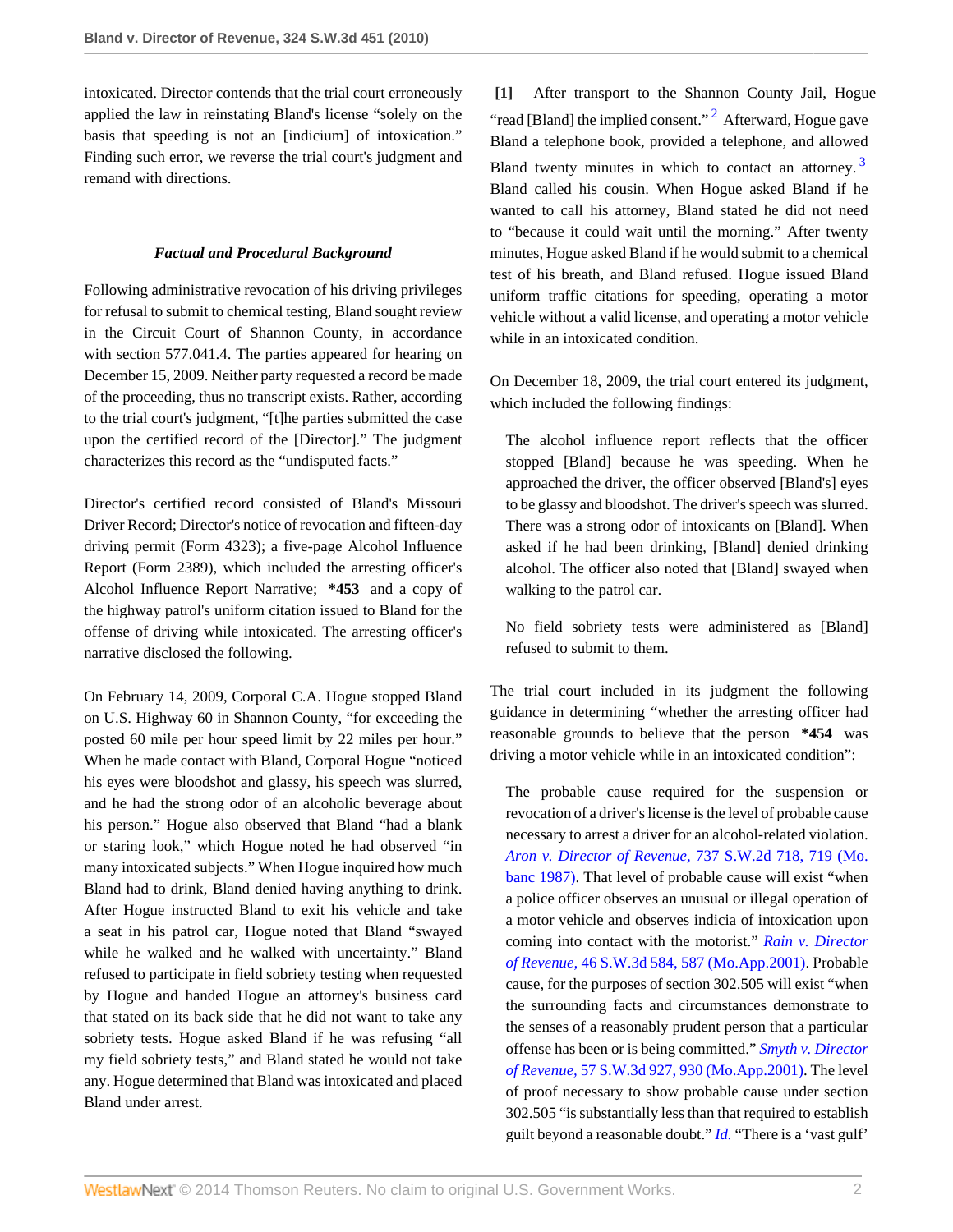intoxicated. Director contends that the trial court erroneously applied the law in reinstating Bland's license "solely on the basis that speeding is not an [indicium] of intoxication." Finding such error, we reverse the trial court's judgment and remand with directions.

### *Factual and Procedural Background*

Following administrative revocation of his driving privileges for refusal to submit to chemical testing, Bland sought review in the Circuit Court of Shannon County, in accordance with section 577.041.4. The parties appeared for hearing on December 15, 2009. Neither party requested a record be made of the proceeding, thus no transcript exists. Rather, according to the trial court's judgment, "[t]he parties submitted the case upon the certified record of the [Director]." The judgment characterizes this record as the "undisputed facts."

Director's certified record consisted of Bland's Missouri Driver Record; Director's notice of revocation and fifteen-day driving permit (Form 4323); a five-page Alcohol Influence Report (Form 2389), which included the arresting officer's Alcohol Influence Report Narrative; **\*453** and a copy of the highway patrol's uniform citation issued to Bland for the offense of driving while intoxicated. The arresting officer's narrative disclosed the following.

On February 14, 2009, Corporal C.A. Hogue stopped Bland on U.S. Highway 60 in Shannon County, "for exceeding the posted 60 mile per hour speed limit by 22 miles per hour." When he made contact with Bland, Corporal Hogue "noticed his eyes were bloodshot and glassy, his speech was slurred, and he had the strong odor of an alcoholic beverage about his person." Hogue also observed that Bland "had a blank or staring look," which Hogue noted he had observed "in many intoxicated subjects." When Hogue inquired how much Bland had to drink, Bland denied having anything to drink. After Hogue instructed Bland to exit his vehicle and take a seat in his patrol car, Hogue noted that Bland "swayed while he walked and he walked with uncertainty." Bland refused to participate in field sobriety testing when requested by Hogue and handed Hogue an attorney's business card that stated on its back side that he did not want to take any sobriety tests. Hogue asked Bland if he was refusing "all my field sobriety tests," and Bland stated he would not take any. Hogue determined that Bland was intoxicated and placed Bland under arrest.

**[1]** After transport to the Shannon County Jail, Hogue "read [Bland] the implied consent."[2] Afterward, Hogue gave Bland a telephone book, provided a telephone, and allowed Bland twenty minutes in which to contact an attorney.[3] Bland called his cousin. When Hogue asked Bland if he wanted to call his attorney, Bland stated he did not need to "because it could wait until the morning." After twenty minutes, Hogue asked Bland if he would submit to a chemical test of his breath, and Bland refused. Hogue issued Bland uniform traffic citations for speeding, operating a motor vehicle without a valid license, and operating a motor vehicle while in an intoxicated condition.

On December 18, 2009, the trial court entered its judgment, which included the following findings:

> The alcohol influence report reflects that the officer stopped [Bland] because he was speeding. When he approached the driver, the officer observed [Bland's] eyes to be glassy and bloodshot. The driver's speech was slurred. There was a strong odor of intoxicants on [Bland]. When asked if he had been drinking, [Bland] denied drinking alcohol. The officer also noted that [Bland] swayed when walking to the patrol car.
>
> No field sobriety tests were administered as [Bland] refused to submit to them.

The trial court included in its judgment the following guidance in determining "whether the arresting officer had reasonable grounds to believe that the person **\*454** was driving a motor vehicle while in an intoxicated condition":

> The probable cause required for the suspension or revocation of a driver's license is the level of probable cause necessary to arrest a driver for an alcohol-related violation. *Aron v. Director of Revenue,* 737 S.W.2d 718, 719 (Mo. banc 1987). That level of probable cause will exist "when a police officer observes an unusual or illegal operation of a motor vehicle and observes indicia of intoxication upon coming into contact with the motorist." *Rain v. Director of Revenue,* 46 S.W.3d 584, 587 (Mo.App.2001). Probable cause, for the purposes of section 302.505 will exist "when the surrounding facts and circumstances demonstrate to the senses of a reasonably prudent person that a particular offense has been or is being committed." *Smyth v. Director of Revenue,* 57 S.W.3d 927, 930 (Mo.App.2001). The level of proof necessary to show probable cause under section 302.505 "is substantially less than that required to establish guilt beyond a reasonable doubt." *Id.* "There is a 'vast gulf'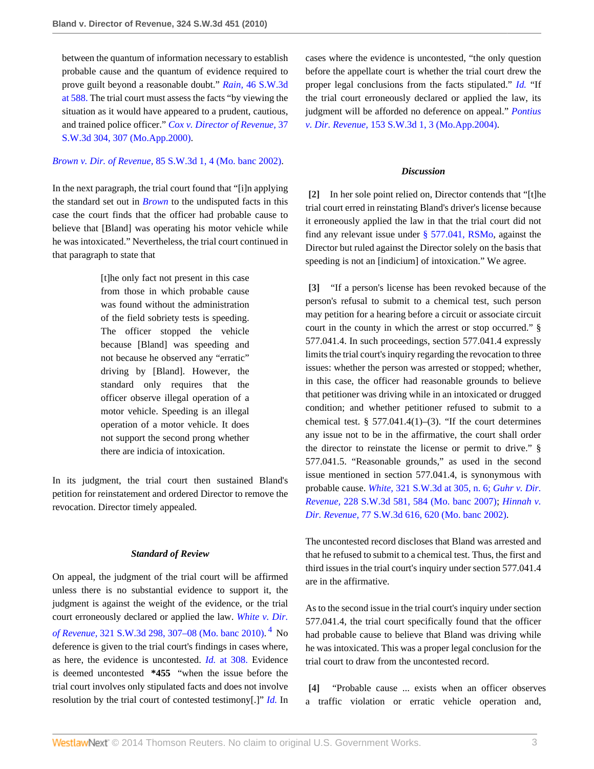between the quantum of information necessary to establish probable cause and the quantum of evidence required to prove guilt beyond a reasonable doubt." *Rain,* 46 S.W.3d at 588. The trial court must assess the facts "by viewing the situation as it would have appeared to a prudent, cautious, and trained police officer." *Cox v. Director of Revenue,* 37 S.W.3d 304, 307 (Mo.App.2000).

*Brown v. Dir. of Revenue,* 85 S.W.3d 1, 4 (Mo. banc 2002).

In the next paragraph, the trial court found that "[i]n applying the standard set out in *Brown* to the undisputed facts in this case the court finds that the officer had probable cause to believe that [Bland] was operating his motor vehicle while he was intoxicated." Nevertheless, the trial court continued in that paragraph to state that

> [t]he only fact not present in this case from those in which probable cause was found without the administration of the field sobriety tests is speeding. The officer stopped the vehicle because [Bland] was speeding and not because he observed any "erratic" driving by [Bland]. However, the standard only requires that the officer observe illegal operation of a motor vehicle. Speeding is an illegal operation of a motor vehicle. It does not support the second prong whether there are indicia of intoxication.

In its judgment, the trial court then sustained Bland's petition for reinstatement and ordered Director to remove the revocation. Director timely appealed.

### *Standard of Review*

On appeal, the judgment of the trial court will be affirmed unless there is no substantial evidence to support it, the judgment is against the weight of the evidence, or the trial court erroneously declared or applied the law. *White v. Dir. of Revenue,* 321 S.W.3d 298, 307–08 (Mo. banc 2010).[4] No deference is given to the trial court's findings in cases where, as here, the evidence is uncontested. *Id.* at 308. Evidence is deemed uncontested **\*455** "when the issue before the trial court involves only stipulated facts and does not involve resolution by the trial court of contested testimony[.]" *Id.* In cases where the evidence is uncontested, "the only question before the appellate court is whether the trial court drew the proper legal conclusions from the facts stipulated." *Id.* "If the trial court erroneously declared or applied the law, its judgment will be afforded no deference on appeal." *Pontius v. Dir. Revenue,* 153 S.W.3d 1, 3 (Mo.App.2004).

### *Discussion*

**[2]** In her sole point relied on, Director contends that "[t]he trial court erred in reinstating Bland's driver's license because it erroneously applied the law in that the trial court did not find any relevant issue under § 577.041, RSMo, against the Director but ruled against the Director solely on the basis that speeding is not an [indicium] of intoxication." We agree.

**[3]** "If a person's license has been revoked because of the person's refusal to submit to a chemical test, such person may petition for a hearing before a circuit or associate circuit court in the county in which the arrest or stop occurred." § 577.041.4. In such proceedings, section 577.041.4 expressly limits the trial court's inquiry regarding the revocation to three issues: whether the person was arrested or stopped; whether, in this case, the officer had reasonable grounds to believe that petitioner was driving while in an intoxicated or drugged condition; and whether petitioner refused to submit to a chemical test. § 577.041.4(1)–(3). "If the court determines any issue not to be in the affirmative, the court shall order the director to reinstate the license or permit to drive." § 577.041.5. "Reasonable grounds," as used in the second issue mentioned in section 577.041.4, is synonymous with probable cause. *White,* 321 S.W.3d at 305, n. 6; *Guhr v. Dir. Revenue,* 228 S.W.3d 581, 584 (Mo. banc 2007); *Hinnah v. Dir. Revenue,* 77 S.W.3d 616, 620 (Mo. banc 2002).

The uncontested record discloses that Bland was arrested and that he refused to submit to a chemical test. Thus, the first and third issues in the trial court's inquiry under section 577.041.4 are in the affirmative.

As to the second issue in the trial court's inquiry under section 577.041.4, the trial court specifically found that the officer had probable cause to believe that Bland was driving while he was intoxicated. This was a proper legal conclusion for the trial court to draw from the uncontested record.

**[4]** "Probable cause ... exists when an officer observes a traffic violation or erratic vehicle operation and,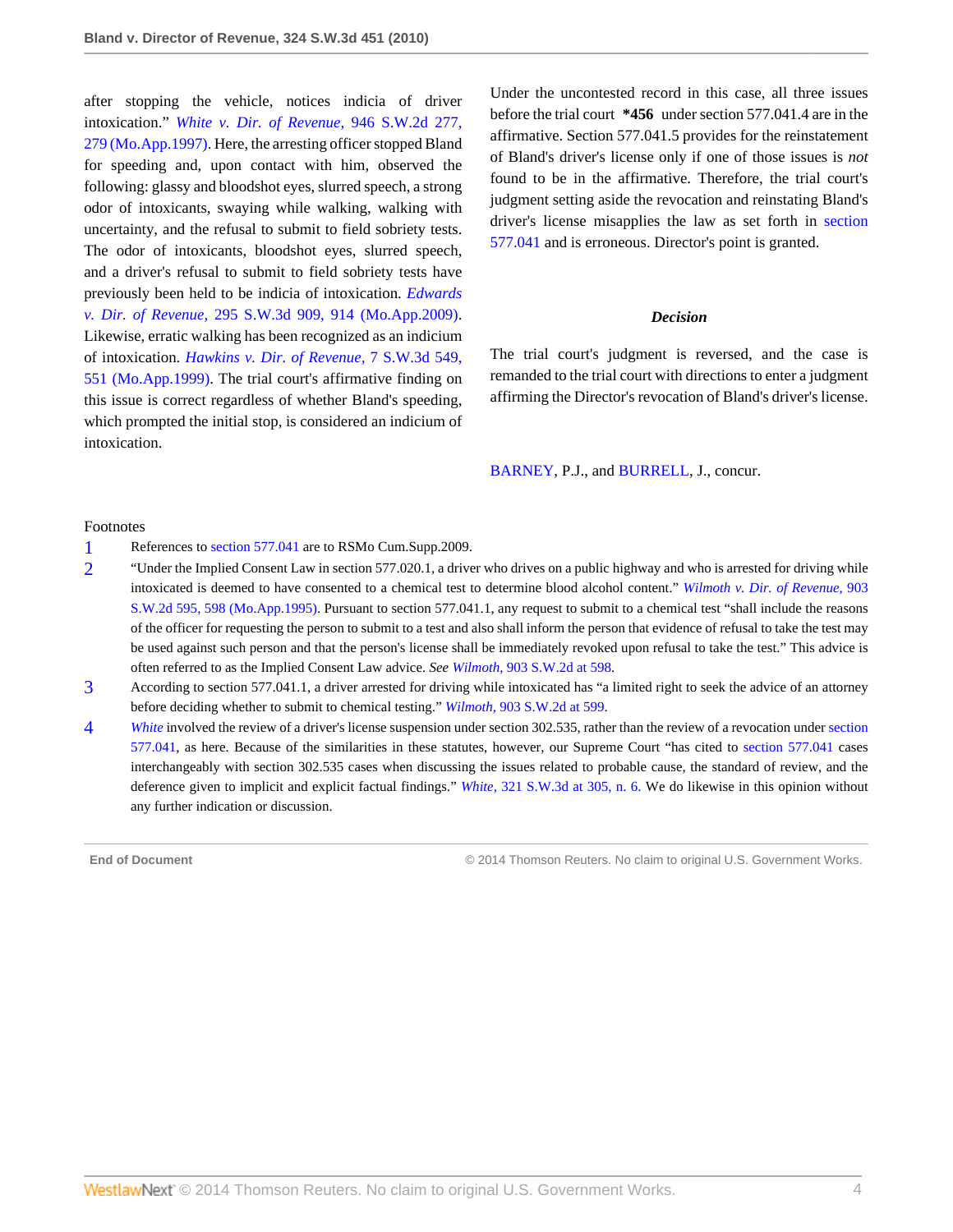after stopping the vehicle, notices indicia of driver intoxication." *White v. Dir. of Revenue,* 946 S.W.2d 277, 279 (Mo.App.1997). Here, the arresting officer stopped Bland for speeding and, upon contact with him, observed the following: glassy and bloodshot eyes, slurred speech, a strong odor of intoxicants, swaying while walking, walking with uncertainty, and the refusal to submit to field sobriety tests. The odor of intoxicants, bloodshot eyes, slurred speech, and a driver's refusal to submit to field sobriety tests have previously been held to be indicia of intoxication. *Edwards v. Dir. of Revenue,* 295 S.W.3d 909, 914 (Mo.App.2009). Likewise, erratic walking has been recognized as an indicium of intoxication. *Hawkins v. Dir. of Revenue,* 7 S.W.3d 549, 551 (Mo.App.1999). The trial court's affirmative finding on this issue is correct regardless of whether Bland's speeding, which prompted the initial stop, is considered an indicium of intoxication.

Under the uncontested record in this case, all three issues before the trial court **\*456** under section 577.041.4 are in the affirmative. Section 577.041.5 provides for the reinstatement of Bland's driver's license only if one of those issues is *not* found to be in the affirmative. Therefore, the trial court's judgment setting aside the revocation and reinstating Bland's driver's license misapplies the law as set forth in section 577.041 and is erroneous. Director's point is granted.

### *Decision*

The trial court's judgment is reversed, and the case is remanded to the trial court with directions to enter a judgment affirming the Director's revocation of Bland's driver's license.

BARNEY, P.J., and BURRELL, J., concur.

Footnotes

1. References to section 577.041 are to RSMo Cum.Supp.2009.
2. "Under the Implied Consent Law in section 577.020.1, a driver who drives on a public highway and who is arrested for driving while intoxicated is deemed to have consented to a chemical test to determine blood alcohol content." *Wilmoth v. Dir. of Revenue,* 903 S.W.2d 595, 598 (Mo.App.1995). Pursuant to section 577.041.1, any request to submit to a chemical test "shall include the reasons of the officer for requesting the person to submit to a test and also shall inform the person that evidence of refusal to take the test may be used against such person and that the person's license shall be immediately revoked upon refusal to take the test." This advice is often referred to as the Implied Consent Law advice. *See Wilmoth,* 903 S.W.2d at 598.
3. According to section 577.041.1, a driver arrested for driving while intoxicated has "a limited right to seek the advice of an attorney before deciding whether to submit to chemical testing." *Wilmoth,* 903 S.W.2d at 599.
4. *White* involved the review of a driver's license suspension under section 302.535, rather than the review of a revocation under section 577.041, as here. Because of the similarities in these statutes, however, our Supreme Court "has cited to section 577.041 cases interchangeably with section 302.535 cases when discussing the issues related to probable cause, the standard of review, and the deference given to implicit and explicit factual findings." *White,* 321 S.W.3d at 305, n. 6. We do likewise in this opinion without any further indication or discussion.

End of Document